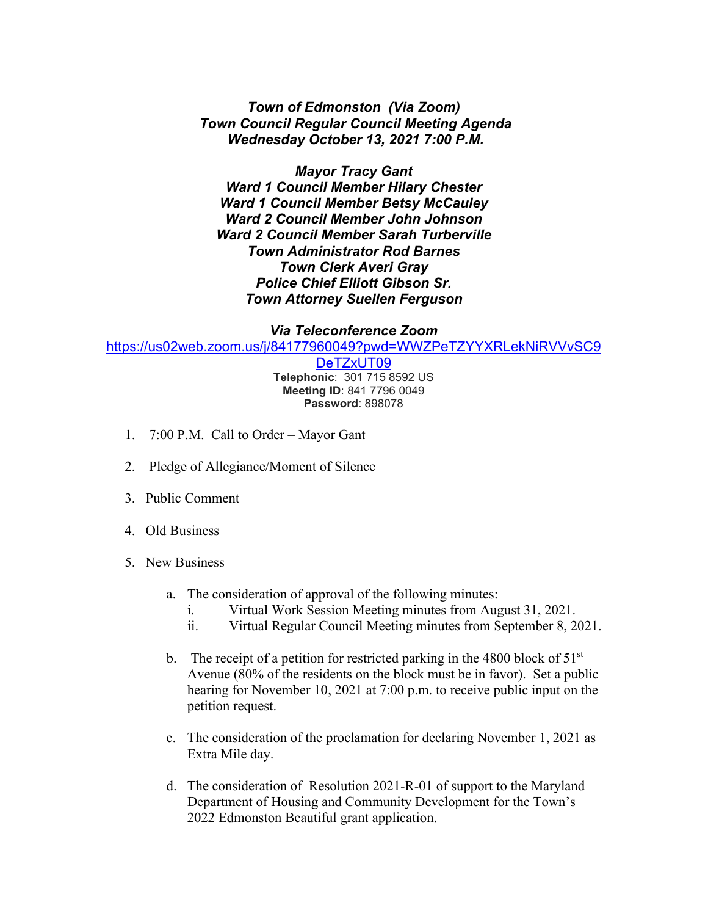***Town of Edmonston (Via Zoom)***
***Town Council Regular Council Meeting Agenda***
***Wednesday October 13, 2021 7:00 P.M.***

***Mayor Tracy Gant***
***Ward 1 Council Member Hilary Chester***
***Ward 1 Council Member Betsy McCauley***
***Ward 2 Council Member John Johnson***
***Ward 2 Council Member Sarah Turberville***
***Town Administrator Rod Barnes***
***Town Clerk Averi Gray***
***Police Chief Elliott Gibson Sr.***
***Town Attorney Suellen Ferguson***

***Via Teleconference Zoom***
https://us02web.zoom.us/j/84177960049?pwd=WWZPeTZYYXRLekNiRVVvSC9DeTZxUT09
**Telephonic**: 301 715 8592 US
**Meeting ID**: 841 7796 0049
**Password**: 898078

1. 7:00 P.M. Call to Order – Mayor Gant
2. Pledge of Allegiance/Moment of Silence
3. Public Comment
4. Old Business
5. New Business
   a. The consideration of approval of the following minutes:
      i. Virtual Work Session Meeting minutes from August 31, 2021.
      ii. Virtual Regular Council Meeting minutes from September 8, 2021.
   b. The receipt of a petition for restricted parking in the 4800 block of 51st Avenue (80% of the residents on the block must be in favor). Set a public hearing for November 10, 2021 at 7:00 p.m. to receive public input on the petition request.
   c. The consideration of the proclamation for declaring November 1, 2021 as Extra Mile day.
   d. The consideration of Resolution 2021-R-01 of support to the Maryland Department of Housing and Community Development for the Town's 2022 Edmonston Beautiful grant application.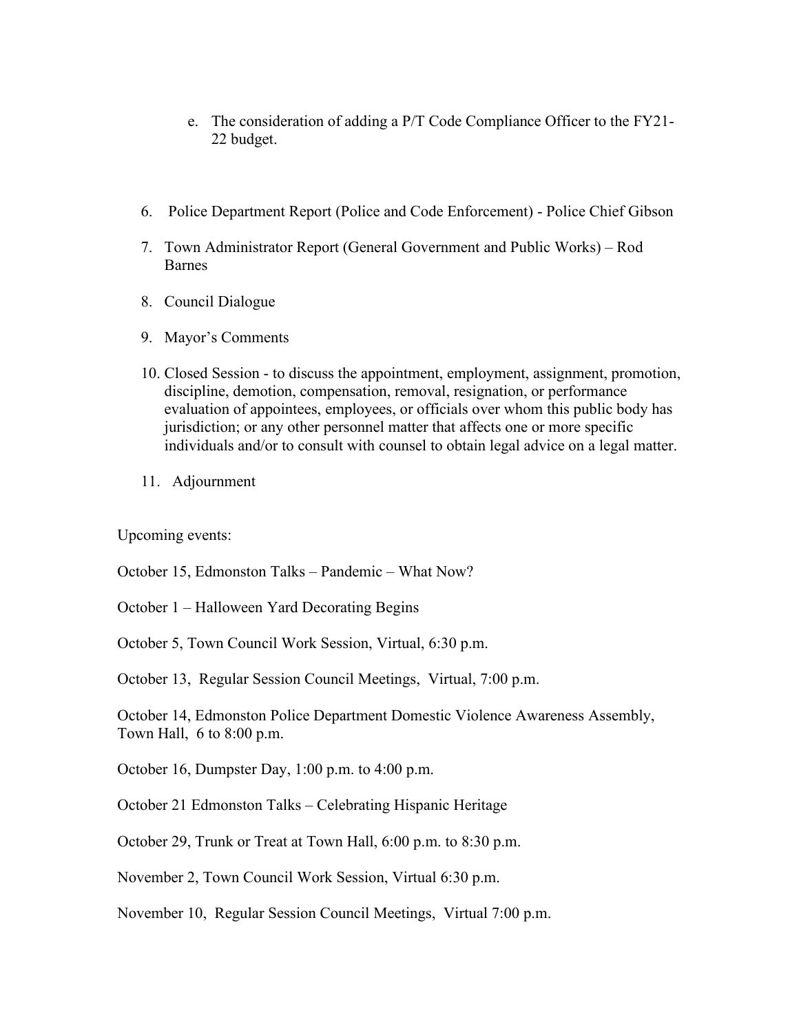e. The consideration of adding a P/T Code Compliance Officer to the FY21-22 budget.

6. Police Department Report (Police and Code Enforcement) - Police Chief Gibson

7. Town Administrator Report (General Government and Public Works) – Rod Barnes

8. Council Dialogue

9. Mayor's Comments

10. Closed Session - to discuss the appointment, employment, assignment, promotion, discipline, demotion, compensation, removal, resignation, or performance evaluation of appointees, employees, or officials over whom this public body has jurisdiction; or any other personnel matter that affects one or more specific individuals and/or to consult with counsel to obtain legal advice on a legal matter.

11. Adjournment

Upcoming events:

October 15, Edmonston Talks – Pandemic – What Now?

October 1 – Halloween Yard Decorating Begins

October 5, Town Council Work Session, Virtual, 6:30 p.m.

October 13, Regular Session Council Meetings, Virtual, 7:00 p.m.

October 14, Edmonston Police Department Domestic Violence Awareness Assembly, Town Hall, 6 to 8:00 p.m.

October 16, Dumpster Day, 1:00 p.m. to 4:00 p.m.

October 21 Edmonston Talks – Celebrating Hispanic Heritage

October 29, Trunk or Treat at Town Hall, 6:00 p.m. to 8:30 p.m.

November 2, Town Council Work Session, Virtual 6:30 p.m.

November 10, Regular Session Council Meetings, Virtual 7:00 p.m.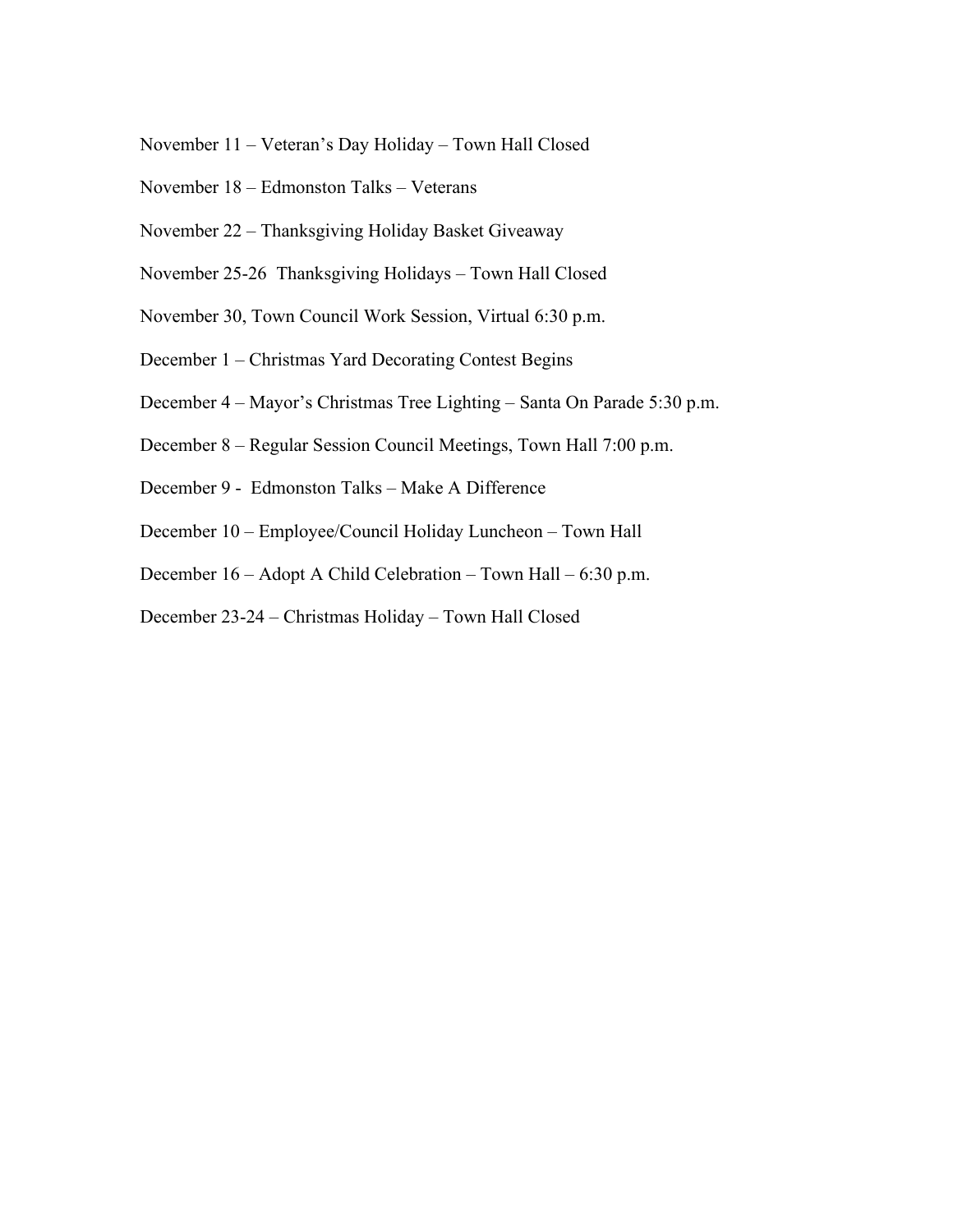November 11 – Veteran's Day Holiday – Town Hall Closed

November 18 – Edmonston Talks – Veterans

November 22 – Thanksgiving Holiday Basket Giveaway

November 25-26  Thanksgiving Holidays – Town Hall Closed

November 30, Town Council Work Session, Virtual 6:30 p.m.

December 1 – Christmas Yard Decorating Contest Begins

December 4 – Mayor's Christmas Tree Lighting – Santa On Parade 5:30 p.m.

December 8 – Regular Session Council Meetings, Town Hall 7:00 p.m.

December 9 -  Edmonston Talks – Make A Difference

December 10 – Employee/Council Holiday Luncheon – Town Hall

December 16 – Adopt A Child Celebration – Town Hall – 6:30 p.m.

December 23-24 – Christmas Holiday – Town Hall Closed